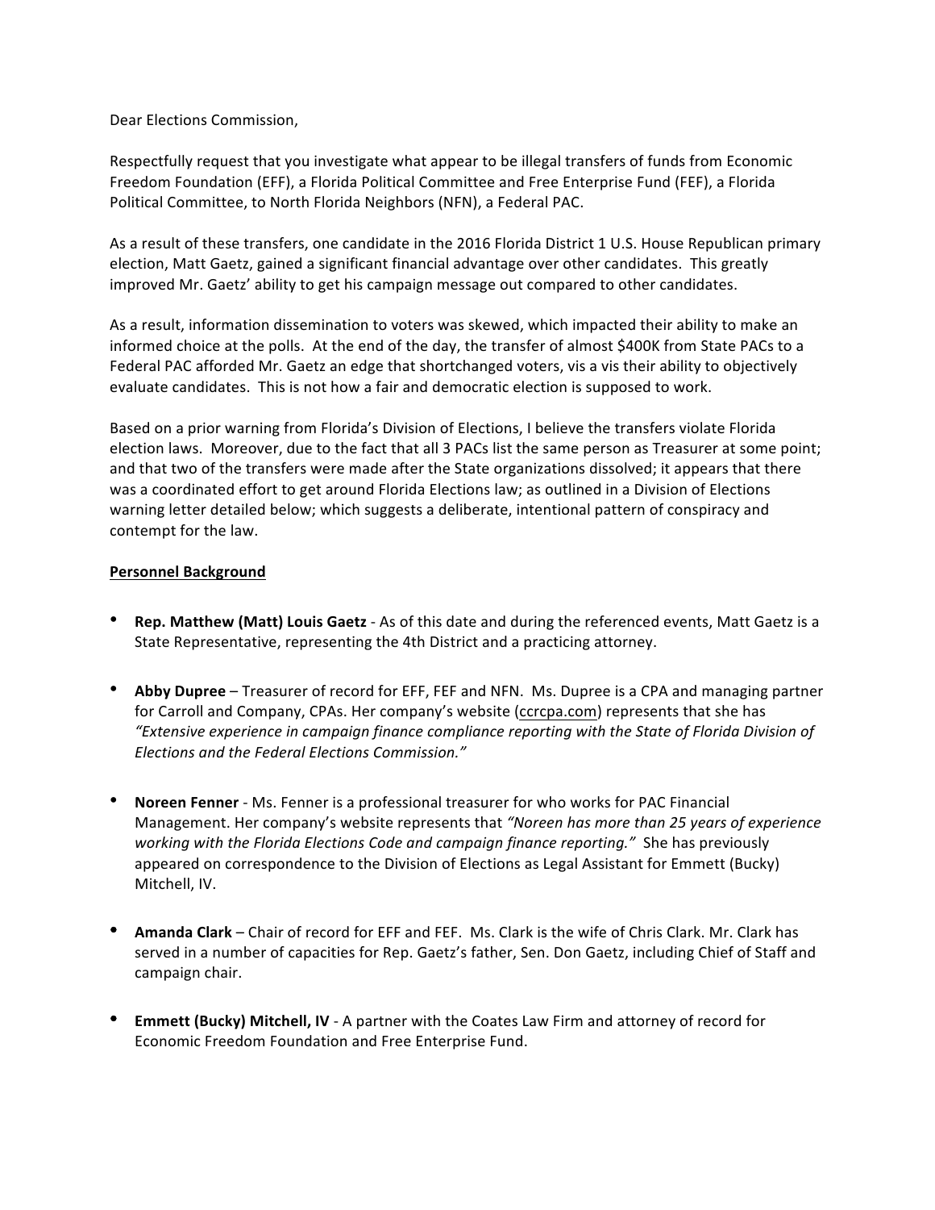Dear Elections Commission,

Respectfully request that you investigate what appear to be illegal transfers of funds from Economic Freedom Foundation (EFF), a Florida Political Committee and Free Enterprise Fund (FEF), a Florida Political Committee, to North Florida Neighbors (NFN), a Federal PAC.

As a result of these transfers, one candidate in the 2016 Florida District 1 U.S. House Republican primary election, Matt Gaetz, gained a significant financial advantage over other candidates. This greatly improved Mr. Gaetz' ability to get his campaign message out compared to other candidates.

As a result, information dissemination to voters was skewed, which impacted their ability to make an informed choice at the polls. At the end of the day, the transfer of almost $400K from State PACs to a Federal PAC afforded Mr. Gaetz an edge that shortchanged voters, vis a vis their ability to objectively evaluate candidates. This is not how a fair and democratic election is supposed to work.

Based on a prior warning from Florida's Division of Elections, I believe the transfers violate Florida election laws. Moreover, due to the fact that all 3 PACs list the same person as Treasurer at some point; and that two of the transfers were made after the State organizations dissolved; it appears that there was a coordinated effort to get around Florida Elections law; as outlined in a Division of Elections warning letter detailed below; which suggests a deliberate, intentional pattern of conspiracy and contempt for the law.

**<u>Personnel Background</u>**

- **Rep. Matthew (Matt) Louis Gaetz** - As of this date and during the referenced events, Matt Gaetz is a State Representative, representing the 4th District and a practicing attorney.

- **Abby Dupree** – Treasurer of record for EFF, FEF and NFN. Ms. Dupree is a CPA and managing partner for Carroll and Company, CPAs. Her company's website (ccrcpa.com) represents that she has *"Extensive experience in campaign finance compliance reporting with the State of Florida Division of Elections and the Federal Elections Commission."*

- **Noreen Fenner** - Ms. Fenner is a professional treasurer for who works for PAC Financial Management. Her company's website represents that *"Noreen has more than 25 years of experience working with the Florida Elections Code and campaign finance reporting."* She has previously appeared on correspondence to the Division of Elections as Legal Assistant for Emmett (Bucky) Mitchell, IV.

- **Amanda Clark** – Chair of record for EFF and FEF. Ms. Clark is the wife of Chris Clark. Mr. Clark has served in a number of capacities for Rep. Gaetz's father, Sen. Don Gaetz, including Chief of Staff and campaign chair.

- **Emmett (Bucky) Mitchell, IV** - A partner with the Coates Law Firm and attorney of record for Economic Freedom Foundation and Free Enterprise Fund.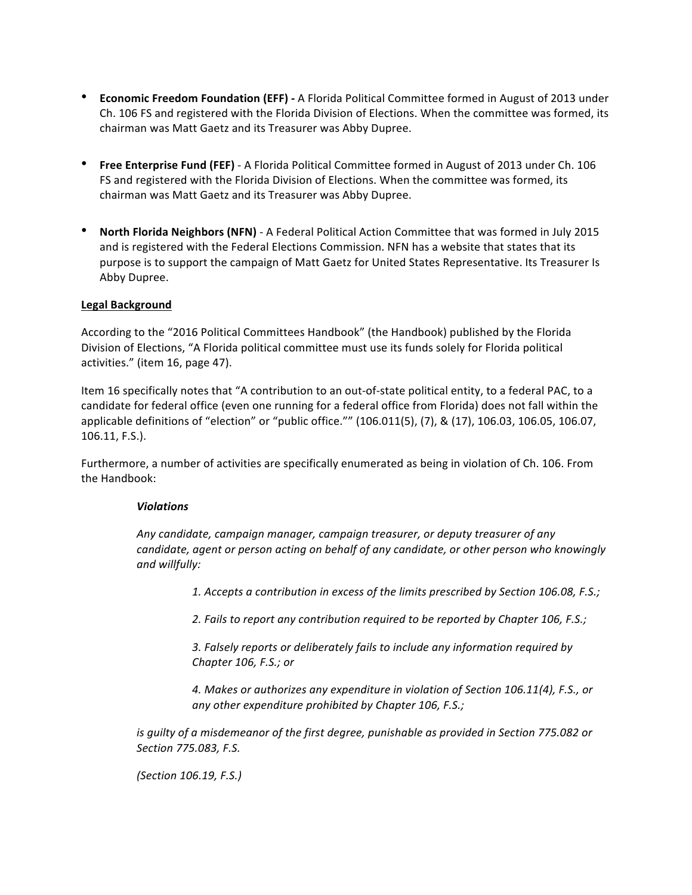- **Economic Freedom Foundation (EFF) -** A Florida Political Committee formed in August of 2013 under Ch. 106 FS and registered with the Florida Division of Elections. When the committee was formed, its chairman was Matt Gaetz and its Treasurer was Abby Dupree.

- **Free Enterprise Fund (FEF)** - A Florida Political Committee formed in August of 2013 under Ch. 106 FS and registered with the Florida Division of Elections. When the committee was formed, its chairman was Matt Gaetz and its Treasurer was Abby Dupree.

- **North Florida Neighbors (NFN)** - A Federal Political Action Committee that was formed in July 2015 and is registered with the Federal Elections Commission. NFN has a website that states that its purpose is to support the campaign of Matt Gaetz for United States Representative. Its Treasurer Is Abby Dupree.

**<u>Legal Background</u>**

According to the "2016 Political Committees Handbook" (the Handbook) published by the Florida Division of Elections, "A Florida political committee must use its funds solely for Florida political activities." (item 16, page 47).

Item 16 specifically notes that "A contribution to an out-of-state political entity, to a federal PAC, to a candidate for federal office (even one running for a federal office from Florida) does not fall within the applicable definitions of "election" or "public office."" (106.011(5), (7), & (17), 106.03, 106.05, 106.07, 106.11, F.S.).

Furthermore, a number of activities are specifically enumerated as being in violation of Ch. 106. From the Handbook:

> ***Violations***
>
> *Any candidate, campaign manager, campaign treasurer, or deputy treasurer of any candidate, agent or person acting on behalf of any candidate, or other person who knowingly and willfully:*
>
> > *1. Accepts a contribution in excess of the limits prescribed by Section 106.08, F.S.;*
> >
> > *2. Fails to report any contribution required to be reported by Chapter 106, F.S.;*
> >
> > *3. Falsely reports or deliberately fails to include any information required by Chapter 106, F.S.; or*
> >
> > *4. Makes or authorizes any expenditure in violation of Section 106.11(4), F.S., or any other expenditure prohibited by Chapter 106, F.S.;*
>
> *is guilty of a misdemeanor of the first degree, punishable as provided in Section 775.082 or Section 775.083, F.S.*
>
> *(Section 106.19, F.S.)*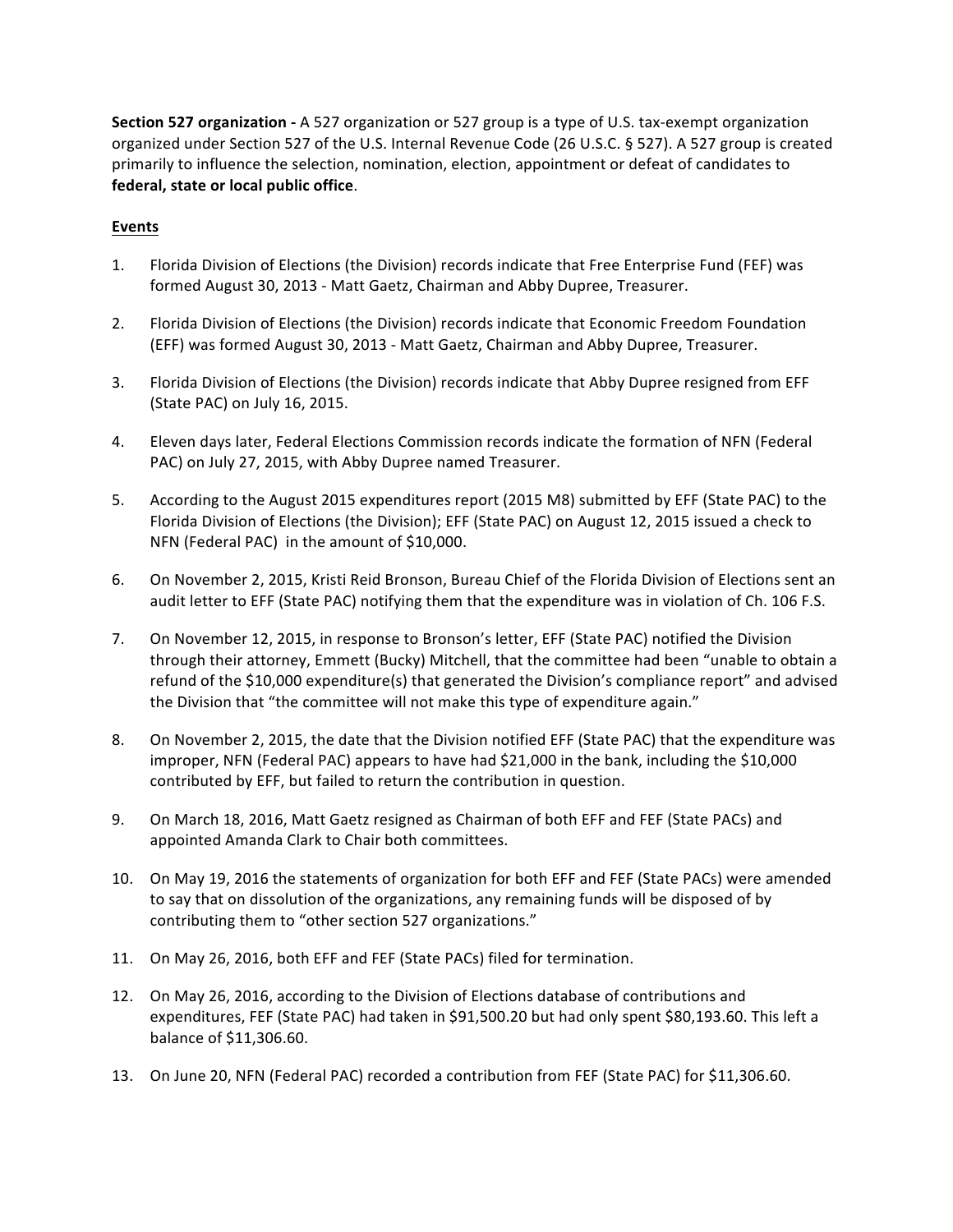**Section 527 organization -** A 527 organization or 527 group is a type of U.S. tax-exempt organization organized under Section 527 of the U.S. Internal Revenue Code (26 U.S.C. § 527). A 527 group is created primarily to influence the selection, nomination, election, appointment or defeat of candidates to **federal, state or local public office**.

## Events

1. Florida Division of Elections (the Division) records indicate that Free Enterprise Fund (FEF) was formed August 30, 2013 - Matt Gaetz, Chairman and Abby Dupree, Treasurer.

2. Florida Division of Elections (the Division) records indicate that Economic Freedom Foundation (EFF) was formed August 30, 2013 - Matt Gaetz, Chairman and Abby Dupree, Treasurer.

3. Florida Division of Elections (the Division) records indicate that Abby Dupree resigned from EFF (State PAC) on July 16, 2015.

4. Eleven days later, Federal Elections Commission records indicate the formation of NFN (Federal PAC) on July 27, 2015, with Abby Dupree named Treasurer.

5. According to the August 2015 expenditures report (2015 M8) submitted by EFF (State PAC) to the Florida Division of Elections (the Division); EFF (State PAC) on August 12, 2015 issued a check to NFN (Federal PAC) in the amount of $10,000.

6. On November 2, 2015, Kristi Reid Bronson, Bureau Chief of the Florida Division of Elections sent an audit letter to EFF (State PAC) notifying them that the expenditure was in violation of Ch. 106 F.S.

7. On November 12, 2015, in response to Bronson's letter, EFF (State PAC) notified the Division through their attorney, Emmett (Bucky) Mitchell, that the committee had been "unable to obtain a refund of the $10,000 expenditure(s) that generated the Division's compliance report" and advised the Division that "the committee will not make this type of expenditure again."

8. On November 2, 2015, the date that the Division notified EFF (State PAC) that the expenditure was improper, NFN (Federal PAC) appears to have had $21,000 in the bank, including the $10,000 contributed by EFF, but failed to return the contribution in question.

9. On March 18, 2016, Matt Gaetz resigned as Chairman of both EFF and FEF (State PACs) and appointed Amanda Clark to Chair both committees.

10. On May 19, 2016 the statements of organization for both EFF and FEF (State PACs) were amended to say that on dissolution of the organizations, any remaining funds will be disposed of by contributing them to "other section 527 organizations."

11. On May 26, 2016, both EFF and FEF (State PACs) filed for termination.

12. On May 26, 2016, according to the Division of Elections database of contributions and expenditures, FEF (State PAC) had taken in $91,500.20 but had only spent $80,193.60. This left a balance of $11,306.60.

13. On June 20, NFN (Federal PAC) recorded a contribution from FEF (State PAC) for $11,306.60.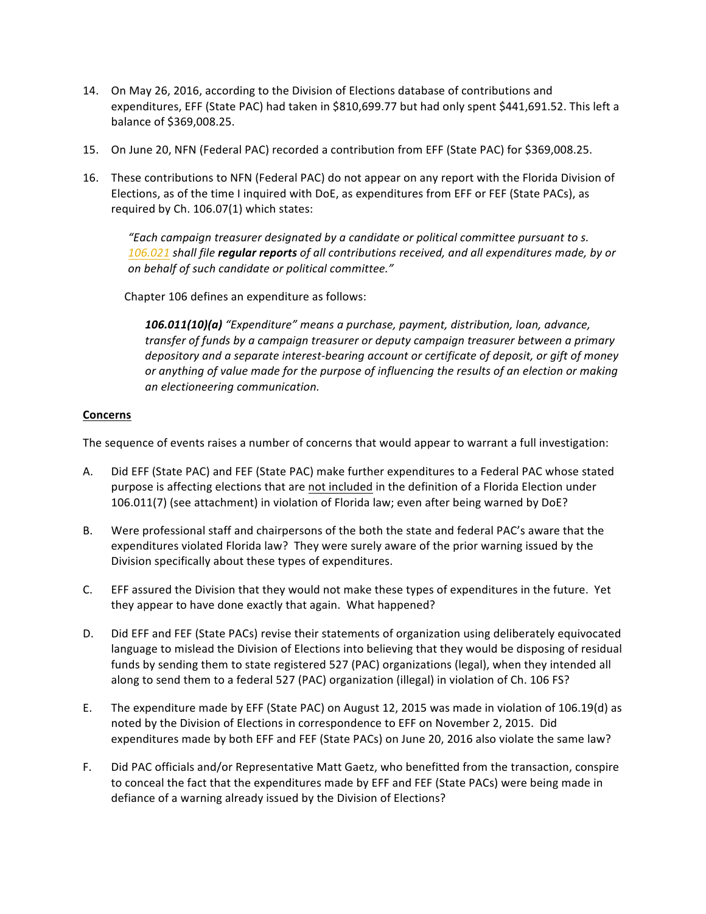14. On May 26, 2016, according to the Division of Elections database of contributions and expenditures, EFF (State PAC) had taken in $810,699.77 but had only spent $441,691.52. This left a balance of $369,008.25.

15. On June 20, NFN (Federal PAC) recorded a contribution from EFF (State PAC) for $369,008.25.

16. These contributions to NFN (Federal PAC) do not appear on any report with the Florida Division of Elections, as of the time I inquired with DoE, as expenditures from EFF or FEF (State PACs), as required by Ch. 106.07(1) which states:

    *"Each campaign treasurer designated by a candidate or political committee pursuant to s. 106.021 shall file* ***regular reports*** *of all contributions received, and all expenditures made, by or on behalf of such candidate or political committee."*

    Chapter 106 defines an expenditure as follows:

    ***106.011(10)(a)*** *"Expenditure" means a purchase, payment, distribution, loan, advance, transfer of funds by a campaign treasurer or deputy campaign treasurer between a primary depository and a separate interest-bearing account or certificate of deposit, or gift of money or anything of value made for the purpose of influencing the results of an election or making an electioneering communication.*

**Concerns**

The sequence of events raises a number of concerns that would appear to warrant a full investigation:

A. Did EFF (State PAC) and FEF (State PAC) make further expenditures to a Federal PAC whose stated purpose is affecting elections that are <u>not included</u> in the definition of a Florida Election under 106.011(7) (see attachment) in violation of Florida law; even after being warned by DoE?

B. Were professional staff and chairpersons of the both the state and federal PAC's aware that the expenditures violated Florida law? They were surely aware of the prior warning issued by the Division specifically about these types of expenditures.

C. EFF assured the Division that they would not make these types of expenditures in the future. Yet they appear to have done exactly that again. What happened?

D. Did EFF and FEF (State PACs) revise their statements of organization using deliberately equivocated language to mislead the Division of Elections into believing that they would be disposing of residual funds by sending them to state registered 527 (PAC) organizations (legal), when they intended all along to send them to a federal 527 (PAC) organization (illegal) in violation of Ch. 106 FS?

E. The expenditure made by EFF (State PAC) on August 12, 2015 was made in violation of 106.19(d) as noted by the Division of Elections in correspondence to EFF on November 2, 2015. Did expenditures made by both EFF and FEF (State PACs) on June 20, 2016 also violate the same law?

F. Did PAC officials and/or Representative Matt Gaetz, who benefitted from the transaction, conspire to conceal the fact that the expenditures made by EFF and FEF (State PACs) were being made in defiance of a warning already issued by the Division of Elections?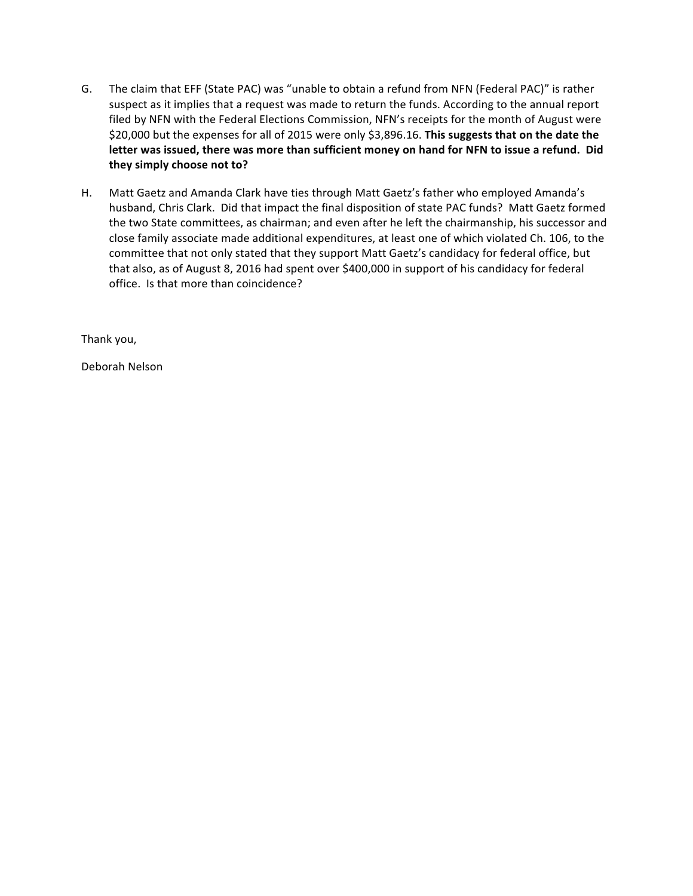G. The claim that EFF (State PAC) was "unable to obtain a refund from NFN (Federal PAC)" is rather suspect as it implies that a request was made to return the funds. According to the annual report filed by NFN with the Federal Elections Commission, NFN's receipts for the month of August were $20,000 but the expenses for all of 2015 were only $3,896.16. **This suggests that on the date the letter was issued, there was more than sufficient money on hand for NFN to issue a refund. Did they simply choose not to?**

H. Matt Gaetz and Amanda Clark have ties through Matt Gaetz's father who employed Amanda's husband, Chris Clark. Did that impact the final disposition of state PAC funds? Matt Gaetz formed the two State committees, as chairman; and even after he left the chairmanship, his successor and close family associate made additional expenditures, at least one of which violated Ch. 106, to the committee that not only stated that they support Matt Gaetz's candidacy for federal office, but that also, as of August 8, 2016 had spent over $400,000 in support of his candidacy for federal office. Is that more than coincidence?

Thank you,

Deborah Nelson